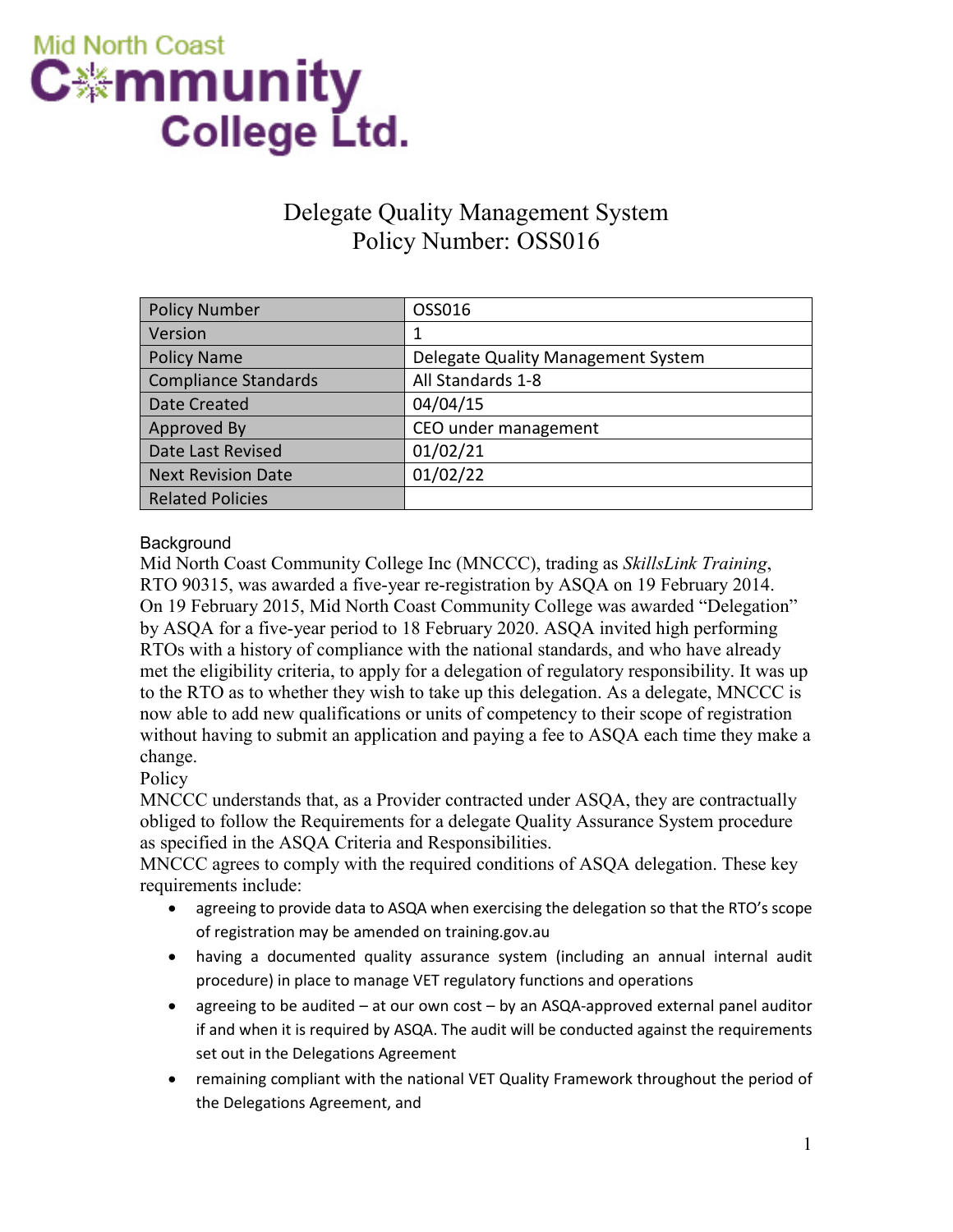Mid North Coast
Community
College Ltd.

# Delegate Quality Management System
# Policy Number: OSS016

| Policy Number | OSS016 |
|---|---|
| Version | 1 |
| Policy Name | Delegate Quality Management System |
| Compliance Standards | All Standards 1-8 |
| Date Created | 04/04/15 |
| Approved By | CEO under management |
| Date Last Revised | 01/02/21 |
| Next Revision Date | 01/02/22 |
| Related Policies | |

## Background

Mid North Coast Community College Inc (MNCCC), trading as *SkillsLink Training*, RTO 90315, was awarded a five-year re-registration by ASQA on 19 February 2014. On 19 February 2015, Mid North Coast Community College was awarded "Delegation" by ASQA for a five-year period to 18 February 2020. ASQA invited high performing RTOs with a history of compliance with the national standards, and who have already met the eligibility criteria, to apply for a delegation of regulatory responsibility. It was up to the RTO as to whether they wish to take up this delegation. As a delegate, MNCCC is now able to add new qualifications or units of competency to their scope of registration without having to submit an application and paying a fee to ASQA each time they make a change.

## Policy

MNCCC understands that, as a Provider contracted under ASQA, they are contractually obliged to follow the Requirements for a delegate Quality Assurance System procedure as specified in the ASQA Criteria and Responsibilities.

MNCCC agrees to comply with the required conditions of ASQA delegation. These key requirements include:

- agreeing to provide data to ASQA when exercising the delegation so that the RTO's scope of registration may be amended on training.gov.au
- having a documented quality assurance system (including an annual internal audit procedure) in place to manage VET regulatory functions and operations
- agreeing to be audited – at our own cost – by an ASQA-approved external panel auditor if and when it is required by ASQA. The audit will be conducted against the requirements set out in the Delegations Agreement
- remaining compliant with the national VET Quality Framework throughout the period of the Delegations Agreement, and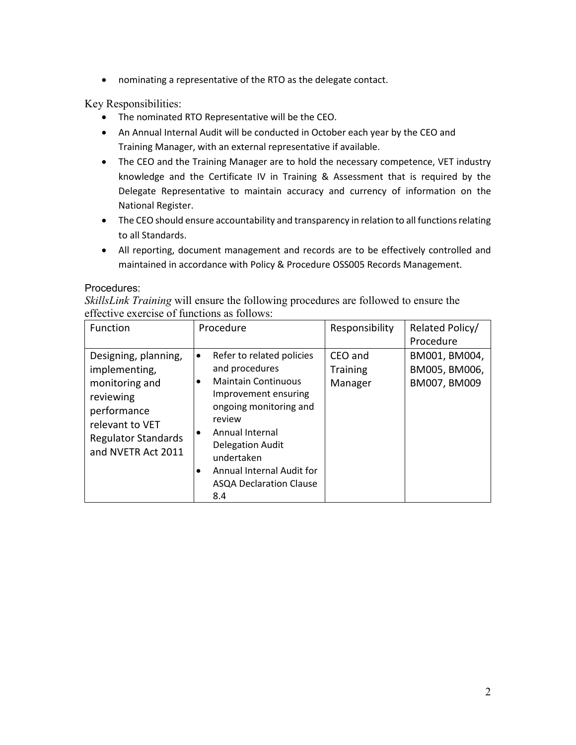- nominating a representative of the RTO as the delegate contact.

Key Responsibilities:

- The nominated RTO Representative will be the CEO.
- An Annual Internal Audit will be conducted in October each year by the CEO and Training Manager, with an external representative if available.
- The CEO and the Training Manager are to hold the necessary competence, VET industry knowledge and the Certificate IV in Training & Assessment that is required by the Delegate Representative to maintain accuracy and currency of information on the National Register.
- The CEO should ensure accountability and transparency in relation to all functions relating to all Standards.
- All reporting, document management and records are to be effectively controlled and maintained in accordance with Policy & Procedure OSS005 Records Management.

Procedures:

*SkillsLink Training* will ensure the following procedures are followed to ensure the effective exercise of functions as follows:

| Function | Procedure | Responsibility | Related Policy/ Procedure |
| --- | --- | --- | --- |
| Designing, planning, implementing, monitoring and reviewing performance relevant to VET Regulator Standards and NVETR Act 2011 | • Refer to related policies and procedures<br>• Maintain Continuous Improvement ensuring ongoing monitoring and review<br>• Annual Internal Delegation Audit undertaken<br>• Annual Internal Audit for ASQA Declaration Clause 8.4 | CEO and Training Manager | BM001, BM004, BM005, BM006, BM007, BM009 |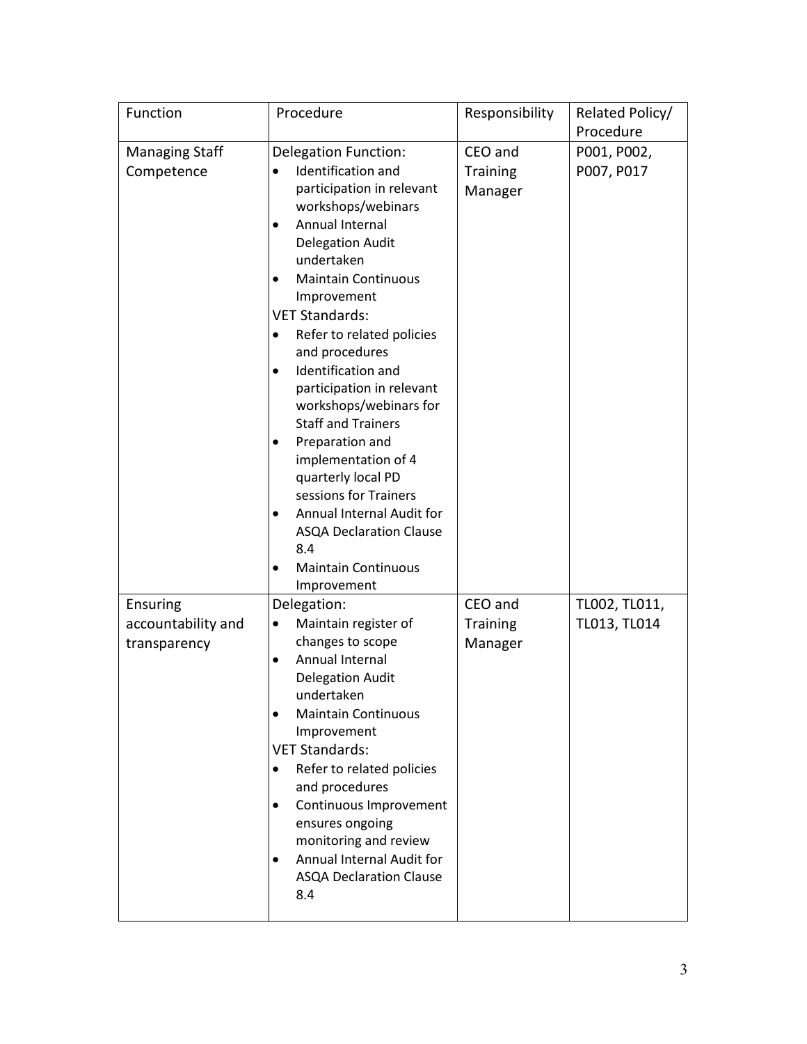| Function | Procedure | Responsibility | Related Policy/ Procedure |
|---|---|---|---|
| Managing Staff Competence | Delegation Function:<br>• Identification and participation in relevant workshops/webinars<br>• Annual Internal Delegation Audit undertaken<br>• Maintain Continuous Improvement<br>VET Standards:<br>• Refer to related policies and procedures<br>• Identification and participation in relevant workshops/webinars for Staff and Trainers<br>• Preparation and implementation of 4 quarterly local PD sessions for Trainers<br>• Annual Internal Audit for ASQA Declaration Clause 8.4<br>• Maintain Continuous Improvement | CEO and Training Manager | P001, P002, P007, P017 |
| Ensuring accountability and transparency | Delegation:<br>• Maintain register of changes to scope<br>• Annual Internal Delegation Audit undertaken<br>• Maintain Continuous Improvement<br>VET Standards:<br>• Refer to related policies and procedures<br>• Continuous Improvement ensures ongoing monitoring and review<br>• Annual Internal Audit for ASQA Declaration Clause 8.4 | CEO and Training Manager | TL002, TL011, TL013, TL014 |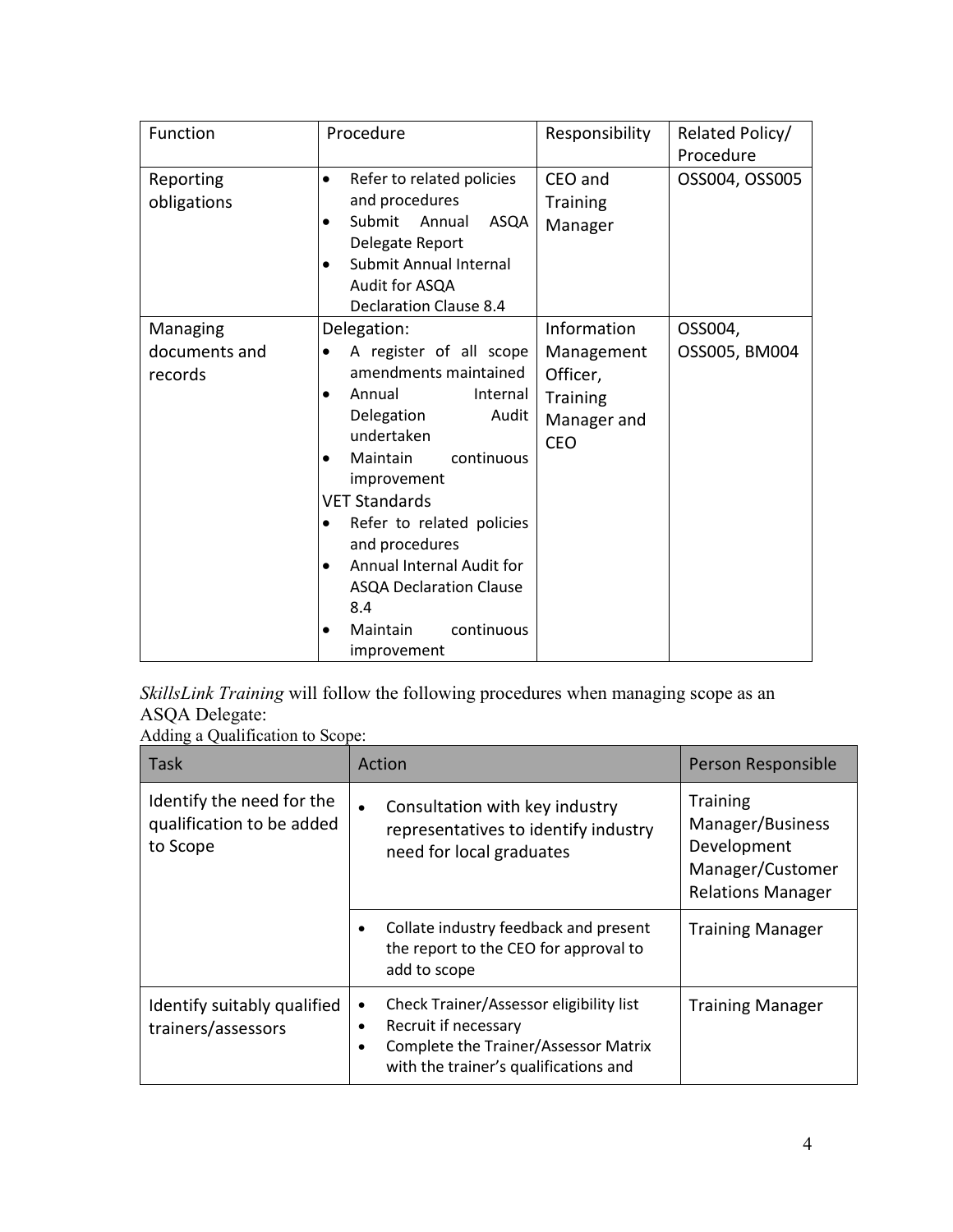| Function | Procedure | Responsibility | Related Policy/ Procedure |
|---|---|---|---|
| Reporting obligations | • Refer to related policies and procedures<br>• Submit Annual ASQA Delegate Report<br>• Submit Annual Internal Audit for ASQA Declaration Clause 8.4 | CEO and Training Manager | OSS004, OSS005 |
| Managing documents and records | Delegation:<br>• A register of all scope amendments maintained<br>• Annual Internal Delegation Audit undertaken<br>• Maintain continuous improvement<br>VET Standards<br>• Refer to related policies and procedures<br>• Annual Internal Audit for ASQA Declaration Clause 8.4<br>• Maintain continuous improvement | Information Management Officer, Training Manager and CEO | OSS004, OSS005, BM004 |

*SkillsLink Training* will follow the following procedures when managing scope as an ASQA Delegate:

Adding a Qualification to Scope:

| Task | Action | Person Responsible |
|---|---|---|
| Identify the need for the qualification to be added to Scope | • Consultation with key industry representatives to identify industry need for local graduates | Training Manager/Business Development Manager/Customer Relations Manager |
| | • Collate industry feedback and present the report to the CEO for approval to add to scope | Training Manager |
| Identify suitably qualified trainers/assessors | • Check Trainer/Assessor eligibility list<br>• Recruit if necessary<br>• Complete the Trainer/Assessor Matrix with the trainer's qualifications and | Training Manager |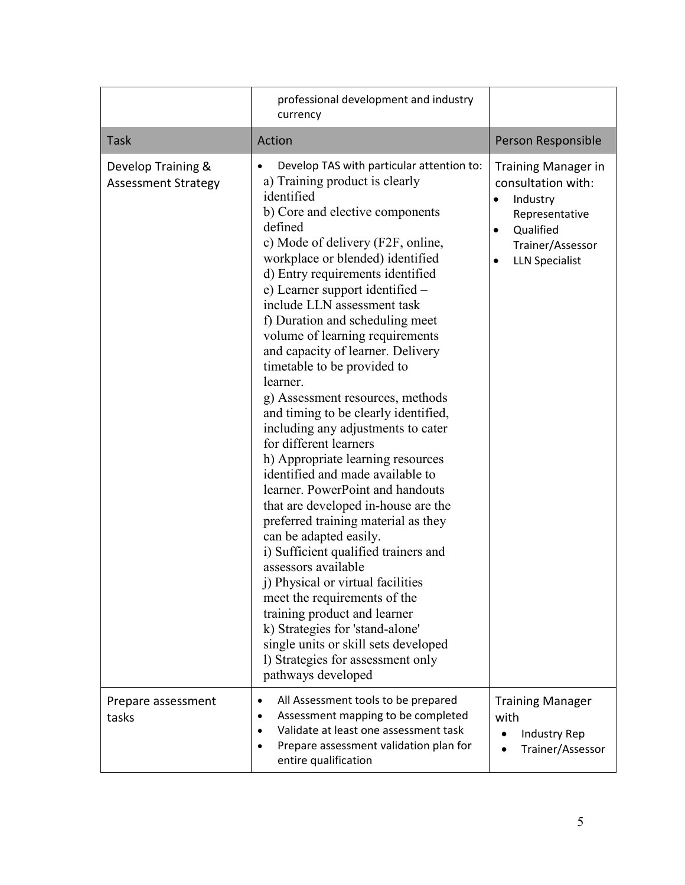| | | |
|---|---|---|
| | professional development and industry currency | |
| **Task** | **Action** | **Person Responsible** |
| Develop Training & Assessment Strategy | • Develop TAS with particular attention to:<br>a) Training product is clearly identified<br>b) Core and elective components defined<br>c) Mode of delivery (F2F, online, workplace or blended) identified<br>d) Entry requirements identified<br>e) Learner support identified – include LLN assessment task<br>f) Duration and scheduling meet volume of learning requirements and capacity of learner. Delivery timetable to be provided to learner.<br>g) Assessment resources, methods and timing to be clearly identified, including any adjustments to cater for different learners<br>h) Appropriate learning resources identified and made available to learner. PowerPoint and handouts that are developed in-house are the preferred training material as they can be adapted easily.<br>i) Sufficient qualified trainers and assessors available<br>j) Physical or virtual facilities meet the requirements of the training product and learner<br>k) Strategies for 'stand-alone' single units or skill sets developed<br>l) Strategies for assessment only pathways developed | Training Manager in consultation with:<br>• Industry Representative<br>• Qualified Trainer/Assessor<br>• LLN Specialist |
| Prepare assessment tasks | • All Assessment tools to be prepared<br>• Assessment mapping to be completed<br>• Validate at least one assessment task<br>• Prepare assessment validation plan for entire qualification | Training Manager with<br>• Industry Rep<br>• Trainer/Assessor |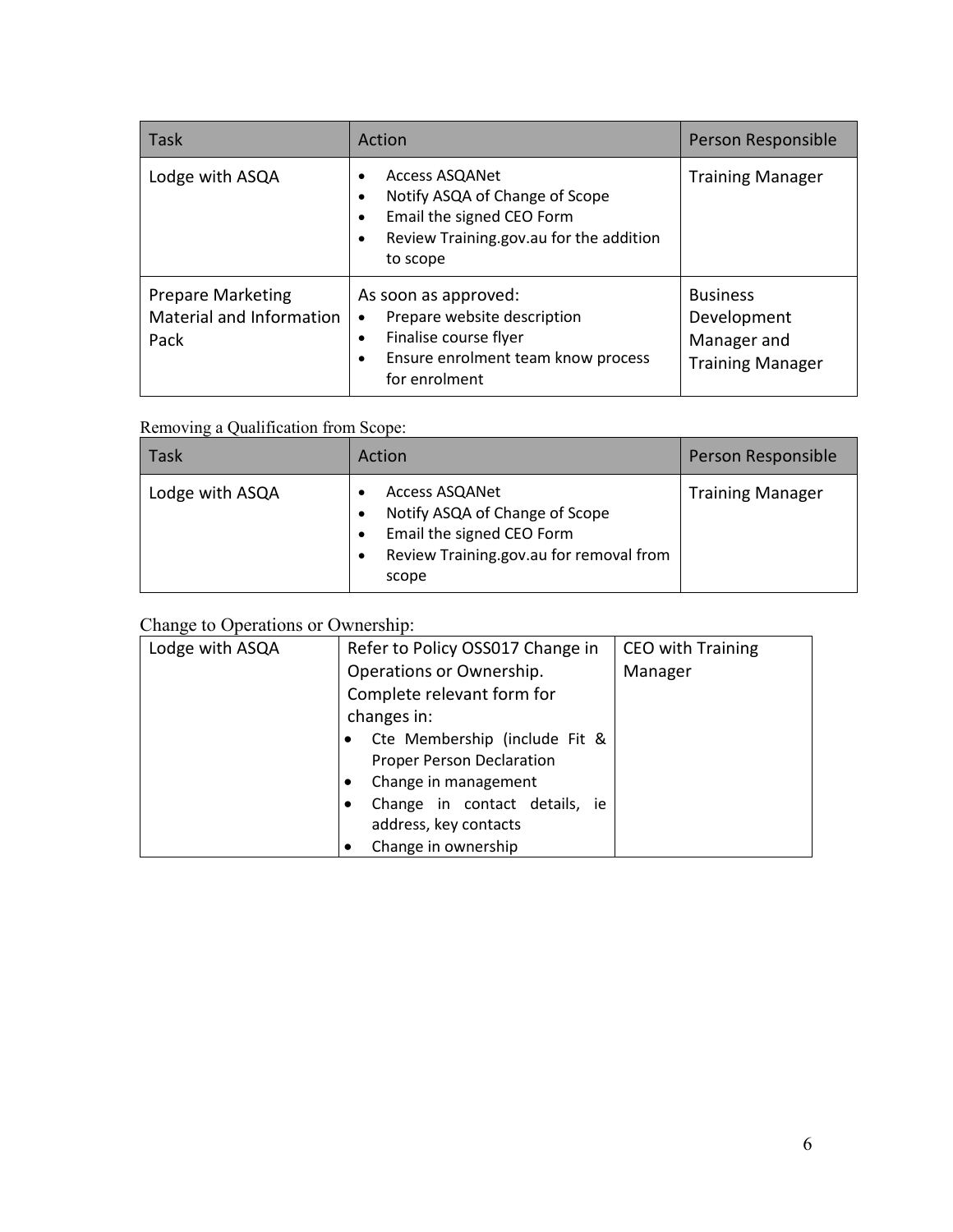| Task | Action | Person Responsible |
|---|---|---|
| Lodge with ASQA | • Access ASQANet<br>• Notify ASQA of Change of Scope<br>• Email the signed CEO Form<br>• Review Training.gov.au for the addition to scope | Training Manager |
| Prepare Marketing Material and Information Pack | As soon as approved:<br>• Prepare website description<br>• Finalise course flyer<br>• Ensure enrolment team know process for enrolment | Business Development Manager and Training Manager |

Removing a Qualification from Scope:

| Task | Action | Person Responsible |
|---|---|---|
| Lodge with ASQA | • Access ASQANet<br>• Notify ASQA of Change of Scope<br>• Email the signed CEO Form<br>• Review Training.gov.au for removal from scope | Training Manager |

Change to Operations or Ownership:

| | | |
|---|---|---|
| Lodge with ASQA | Refer to Policy OSS017 Change in Operations or Ownership.<br>Complete relevant form for changes in:<br>• Cte Membership (include Fit & Proper Person Declaration<br>• Change in management<br>• Change in contact details, ie address, key contacts<br>• Change in ownership | CEO with Training Manager |